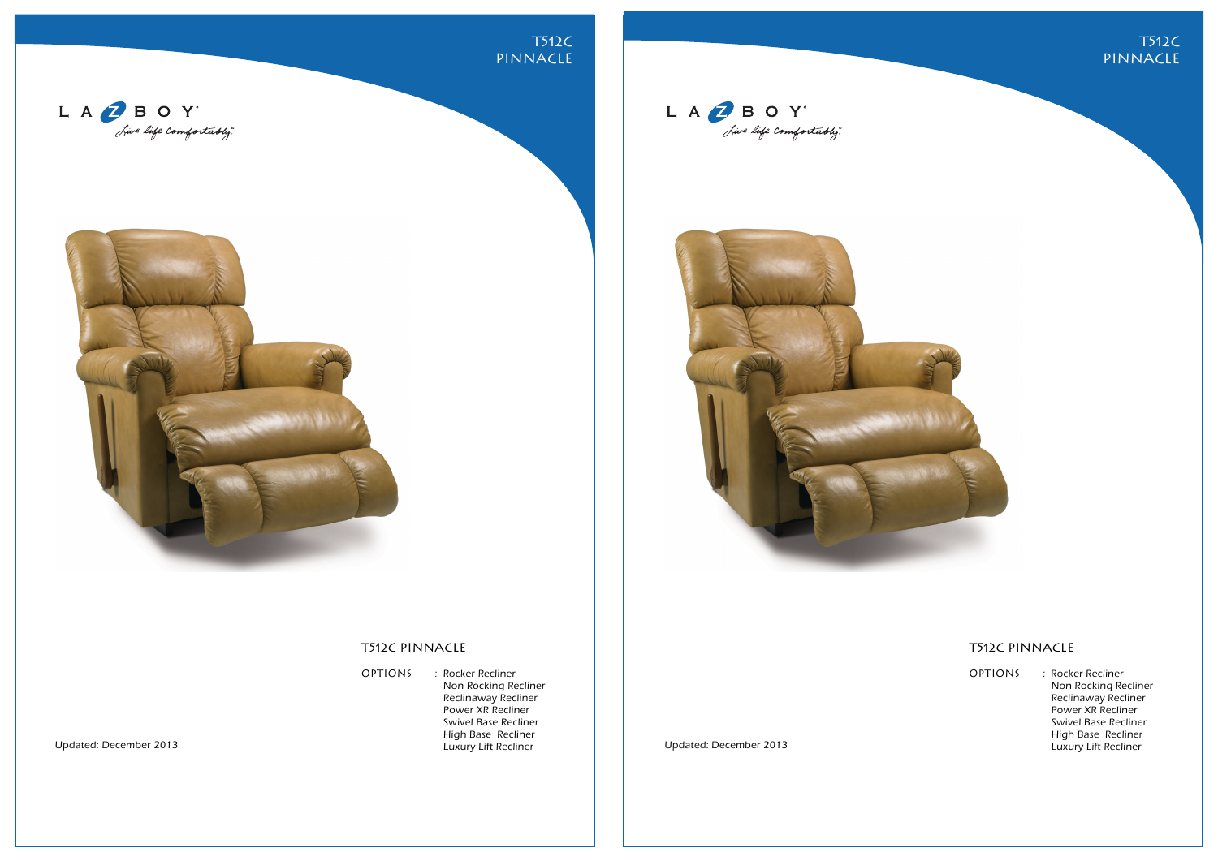T512C
PINNACLE

LA-Z-BOY
Live life comfortably.

## T512C PINNACLE

OPTIONS : Rocker Recliner
Non Rocking Recliner
Reclinaway Recliner
Power XR Recliner
Swivel Base Recliner
High Base Recliner
Luxury Lift Recliner

Updated: December 2013

T512C
PINNACLE

LA-Z-BOY
Live life comfortably.

## T512C PINNACLE

OPTIONS : Rocker Recliner
Non Rocking Recliner
Reclinaway Recliner
Power XR Recliner
Swivel Base Recliner
High Base Recliner
Luxury Lift Recliner

Updated: December 2013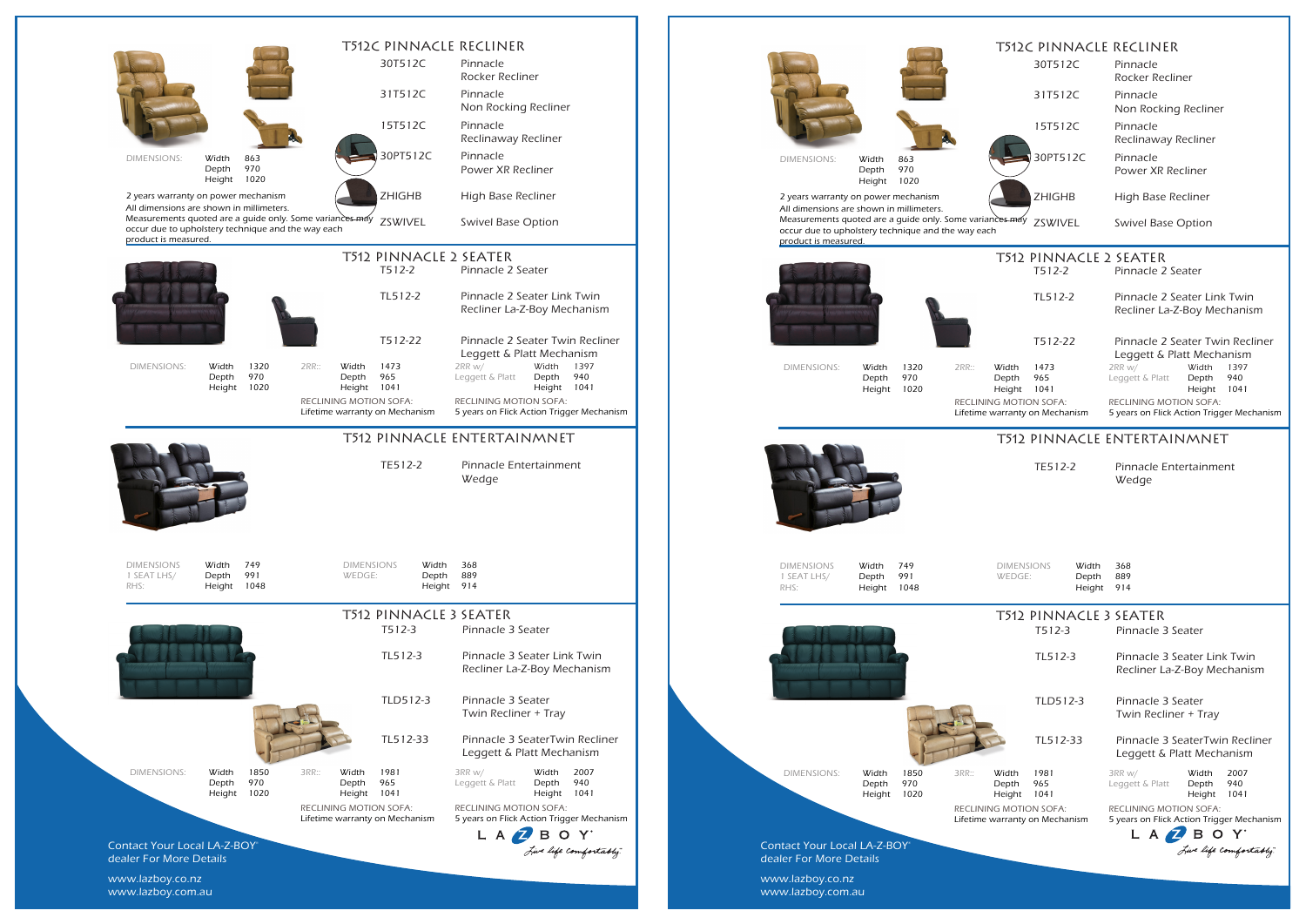## T512C PINNACLE RECLINER

| | |
|---|---|
| 30T512C | Pinnacle Rocker Recliner |
| 31T512C | Pinnacle Non Rocking Recliner |
| 15T512C | Pinnacle Reclinaway Recliner |
| 30PT512C | Pinnacle Power XR Recliner |
| ZHIGHB | High Base Recliner |
| ZSWIVEL | Swivel Base Option |

DIMENSIONS: Width 863, Depth 970, Height 1020

2 years warranty on power mechanism

All dimensions are shown in millimeters.

Measurements quoted are a guide only. Some variances may occur due to upholstery technique and the way each product is measured.

## T512 PINNACLE 2 SEATER

| | |
|---|---|
| T512-2 | Pinnacle 2 Seater |
| TL512-2 | Pinnacle 2 Seater Link Twin Recliner La-Z-Boy Mechanism |
| T512-22 | Pinnacle 2 Seater Twin Recliner Leggett & Platt Mechanism |

| DIMENSIONS: | | 2RR:: | | 2RR w/ Leggett & Platt | |
|---|---|---|---|---|---|
| Width | 1320 | Width | 1473 | Width | 1397 |
| Depth | 970 | Depth | 965 | Depth | 940 |
| Height | 1020 | Height | 1041 | Height | 1041 |

RECLINING MOTION SOFA: Lifetime warranty on Mechanism

RECLINING MOTION SOFA: 5 years on Flick Action Trigger Mechanism

## T512 PINNACLE ENTERTAINMNET

| | |
|---|---|
| TE512-2 | Pinnacle Entertainment Wedge |

| DIMENSIONS 1 SEAT LHS/ RHS: | | DIMENSIONS WEDGE: | |
|---|---|---|---|
| Width | 749 | Width | 368 |
| Depth | 991 | Depth | 889 |
| Height | 1048 | Height | 914 |

## T512 PINNACLE 3 SEATER

| | |
|---|---|
| T512-3 | Pinnacle 3 Seater |
| TL512-3 | Pinnacle 3 Seater Link Twin Recliner La-Z-Boy Mechanism |
| TLD512-3 | Pinnacle 3 Seater Twin Recliner + Tray |
| TL512-33 | Pinnacle 3 SeaterTwin Recliner Leggett & Platt Mechanism |

| DIMENSIONS: | | 3RR:: | | 3RR w/ Leggett & Platt | |
|---|---|---|---|---|---|
| Width | 1850 | Width | 1981 | Width | 2007 |
| Depth | 970 | Depth | 965 | Depth | 940 |
| Height | 1020 | Height | 1041 | Height | 1041 |

RECLINING MOTION SOFA: Lifetime warranty on Mechanism

RECLINING MOTION SOFA: 5 years on Flick Action Trigger Mechanism

LA-Z-BOY *Live life comfortably*

Contact Your Local LA-Z-BOY® dealer For More Details

www.lazboy.co.nz
www.lazboy.com.au

## T512C PINNACLE RECLINER

| | |
|---|---|
| 30T512C | Pinnacle Rocker Recliner |
| 31T512C | Pinnacle Non Rocking Recliner |
| 15T512C | Pinnacle Reclinaway Recliner |
| 30PT512C | Pinnacle Power XR Recliner |
| ZHIGHB | High Base Recliner |
| ZSWIVEL | Swivel Base Option |

DIMENSIONS: Width 863, Depth 970, Height 1020

2 years warranty on power mechanism

All dimensions are shown in millimeters.

Measurements quoted are a guide only. Some variances may occur due to upholstery technique and the way each product is measured.

## T512 PINNACLE 2 SEATER

| | |
|---|---|
| T512-2 | Pinnacle 2 Seater |
| TL512-2 | Pinnacle 2 Seater Link Twin Recliner La-Z-Boy Mechanism |
| T512-22 | Pinnacle 2 Seater Twin Recliner Leggett & Platt Mechanism |

| DIMENSIONS: | | 2RR:: | | 2RR w/ Leggett & Platt | |
|---|---|---|---|---|---|
| Width | 1320 | Width | 1473 | Width | 1397 |
| Depth | 970 | Depth | 965 | Depth | 940 |
| Height | 1020 | Height | 1041 | Height | 1041 |

RECLINING MOTION SOFA: Lifetime warranty on Mechanism

RECLINING MOTION SOFA: 5 years on Flick Action Trigger Mechanism

## T512 PINNACLE ENTERTAINMNET

| | |
|---|---|
| TE512-2 | Pinnacle Entertainment Wedge |

| DIMENSIONS 1 SEAT LHS/ RHS: | | DIMENSIONS WEDGE: | |
|---|---|---|---|
| Width | 749 | Width | 368 |
| Depth | 991 | Depth | 889 |
| Height | 1048 | Height | 914 |

## T512 PINNACLE 3 SEATER

| | |
|---|---|
| T512-3 | Pinnacle 3 Seater |
| TL512-3 | Pinnacle 3 Seater Link Twin Recliner La-Z-Boy Mechanism |
| TLD512-3 | Pinnacle 3 Seater Twin Recliner + Tray |
| TL512-33 | Pinnacle 3 SeaterTwin Recliner Leggett & Platt Mechanism |

| DIMENSIONS: | | 3RR:: | | 3RR w/ Leggett & Platt | |
|---|---|---|---|---|---|
| Width | 1850 | Width | 1981 | Width | 2007 |
| Depth | 970 | Depth | 965 | Depth | 940 |
| Height | 1020 | Height | 1041 | Height | 1041 |

RECLINING MOTION SOFA: Lifetime warranty on Mechanism

RECLINING MOTION SOFA: 5 years on Flick Action Trigger Mechanism

LA-Z-BOY *Live life comfortably*

Contact Your Local LA-Z-BOY® dealer For More Details

www.lazboy.co.nz
www.lazboy.com.au